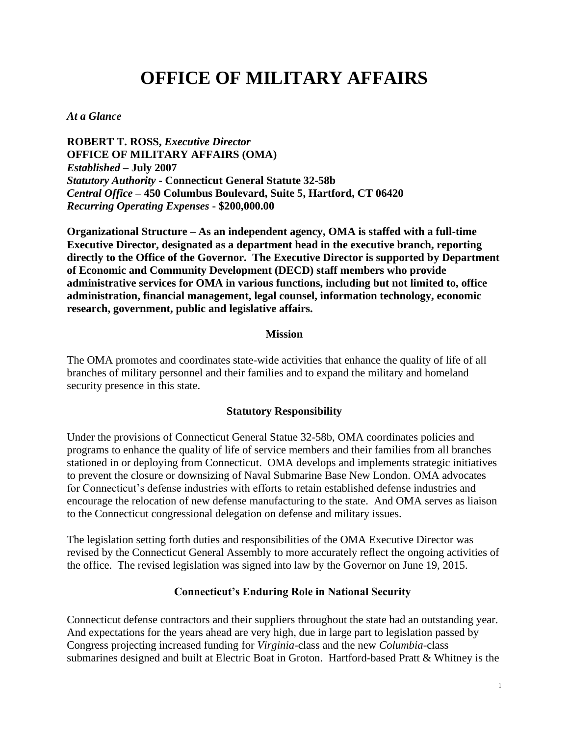# OFFICE OF MILITARY AFFAIRS

***At a Glance***

**ROBERT T. ROSS,** ***Executive Director***
**OFFICE OF MILITARY AFFAIRS (OMA)**
***Established*** **– July 2007**
***Statutory Authority*** **- Connecticut General Statute 32-58b**
***Central Office*** **– 450 Columbus Boulevard, Suite 5, Hartford, CT 06420**
***Recurring Operating Expenses*** **- $200,000.00**

**Organizational Structure – As an independent agency, OMA is staffed with a full-time Executive Director, designated as a department head in the executive branch, reporting directly to the Office of the Governor. The Executive Director is supported by Department of Economic and Community Development (DECD) staff members who provide administrative services for OMA in various functions, including but not limited to, office administration, financial management, legal counsel, information technology, economic research, government, public and legislative affairs.**

### Mission

The OMA promotes and coordinates state-wide activities that enhance the quality of life of all branches of military personnel and their families and to expand the military and homeland security presence in this state.

### Statutory Responsibility

Under the provisions of Connecticut General Statue 32-58b, OMA coordinates policies and programs to enhance the quality of life of service members and their families from all branches stationed in or deploying from Connecticut. OMA develops and implements strategic initiatives to prevent the closure or downsizing of Naval Submarine Base New London. OMA advocates for Connecticut's defense industries with efforts to retain established defense industries and encourage the relocation of new defense manufacturing to the state. And OMA serves as liaison to the Connecticut congressional delegation on defense and military issues.

The legislation setting forth duties and responsibilities of the OMA Executive Director was revised by the Connecticut General Assembly to more accurately reflect the ongoing activities of the office. The revised legislation was signed into law by the Governor on June 19, 2015.

### Connecticut's Enduring Role in National Security

Connecticut defense contractors and their suppliers throughout the state had an outstanding year. And expectations for the years ahead are very high, due in large part to legislation passed by Congress projecting increased funding for *Virginia*-class and the new *Columbia*-class submarines designed and built at Electric Boat in Groton. Hartford-based Pratt & Whitney is the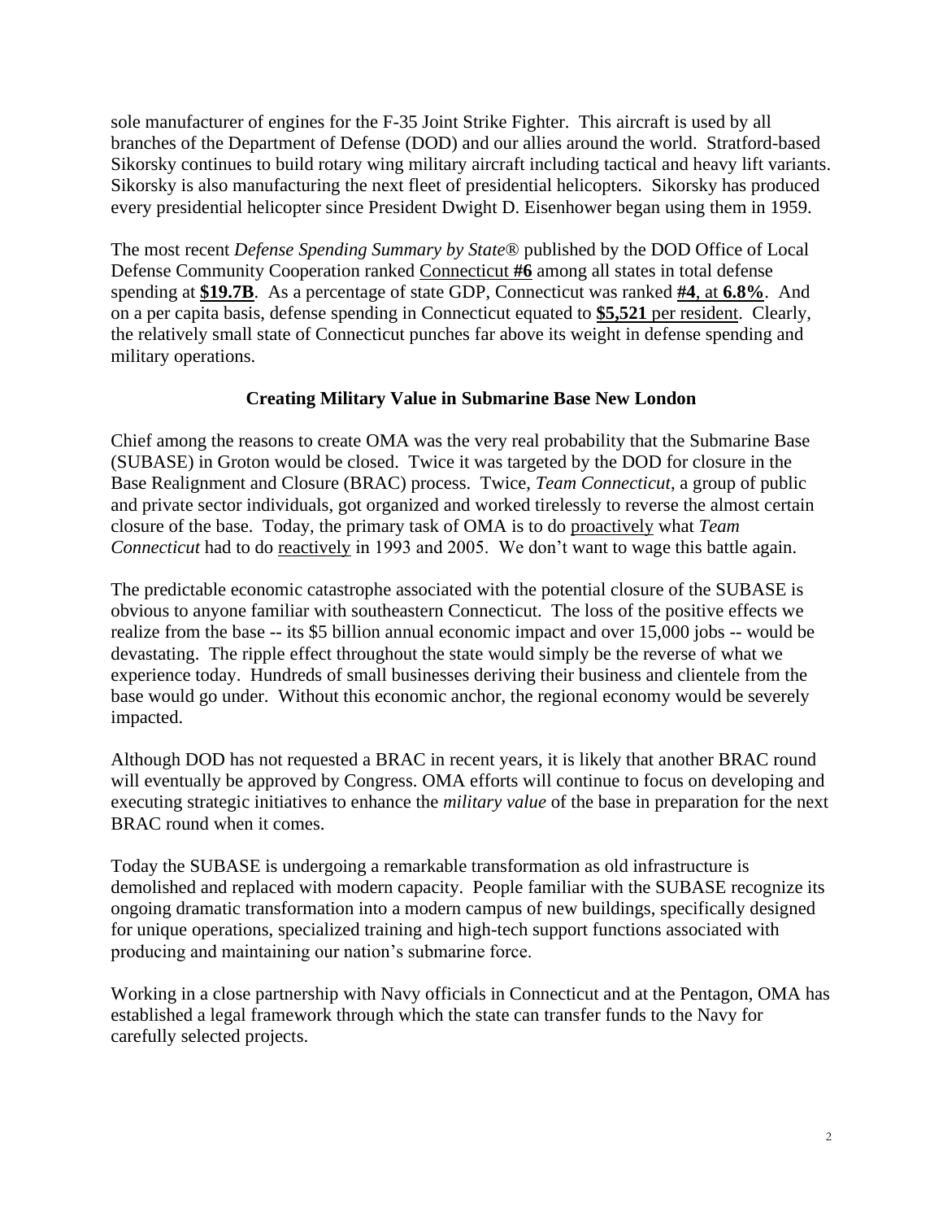sole manufacturer of engines for the F-35 Joint Strike Fighter. This aircraft is used by all branches of the Department of Defense (DOD) and our allies around the world. Stratford-based Sikorsky continues to build rotary wing military aircraft including tactical and heavy lift variants. Sikorsky is also manufacturing the next fleet of presidential helicopters. Sikorsky has produced every presidential helicopter since President Dwight D. Eisenhower began using them in 1959.

The most recent *Defense Spending Summary by State®* published by the DOD Office of Local Defense Community Cooperation ranked <u>Connecticut **#6**</u> among all states in total defense spending at <u>**$19.7B**</u>. As a percentage of state GDP, Connecticut was ranked <u>**#4**, at **6.8%**</u>. And on a per capita basis, defense spending in Connecticut equated to <u>**$5,521** per resident</u>. Clearly, the relatively small state of Connecticut punches far above its weight in defense spending and military operations.

### Creating Military Value in Submarine Base New London

Chief among the reasons to create OMA was the very real probability that the Submarine Base (SUBASE) in Groton would be closed. Twice it was targeted by the DOD for closure in the Base Realignment and Closure (BRAC) process. Twice, *Team Connecticut*, a group of public and private sector individuals, got organized and worked tirelessly to reverse the almost certain closure of the base. Today, the primary task of OMA is to do <u>proactively</u> what *Team Connecticut* had to do <u>reactively</u> in 1993 and 2005. We don't want to wage this battle again.

The predictable economic catastrophe associated with the potential closure of the SUBASE is obvious to anyone familiar with southeastern Connecticut. The loss of the positive effects we realize from the base -- its $5 billion annual economic impact and over 15,000 jobs -- would be devastating. The ripple effect throughout the state would simply be the reverse of what we experience today. Hundreds of small businesses deriving their business and clientele from the base would go under. Without this economic anchor, the regional economy would be severely impacted.

Although DOD has not requested a BRAC in recent years, it is likely that another BRAC round will eventually be approved by Congress. OMA efforts will continue to focus on developing and executing strategic initiatives to enhance the *military value* of the base in preparation for the next BRAC round when it comes.

Today the SUBASE is undergoing a remarkable transformation as old infrastructure is demolished and replaced with modern capacity. People familiar with the SUBASE recognize its ongoing dramatic transformation into a modern campus of new buildings, specifically designed for unique operations, specialized training and high-tech support functions associated with producing and maintaining our nation's submarine force.

Working in a close partnership with Navy officials in Connecticut and at the Pentagon, OMA has established a legal framework through which the state can transfer funds to the Navy for carefully selected projects.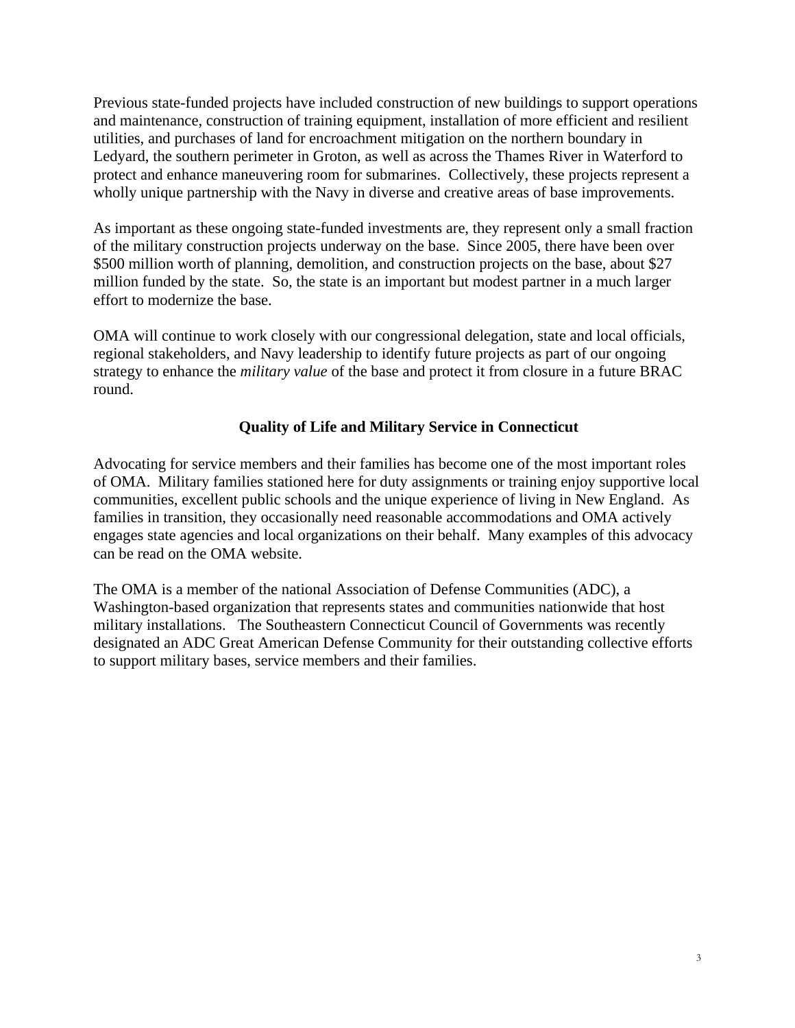Previous state-funded projects have included construction of new buildings to support operations and maintenance, construction of training equipment, installation of more efficient and resilient utilities, and purchases of land for encroachment mitigation on the northern boundary in Ledyard, the southern perimeter in Groton, as well as across the Thames River in Waterford to protect and enhance maneuvering room for submarines. Collectively, these projects represent a wholly unique partnership with the Navy in diverse and creative areas of base improvements.

As important as these ongoing state-funded investments are, they represent only a small fraction of the military construction projects underway on the base. Since 2005, there have been over $500 million worth of planning, demolition, and construction projects on the base, about $27 million funded by the state. So, the state is an important but modest partner in a much larger effort to modernize the base.

OMA will continue to work closely with our congressional delegation, state and local officials, regional stakeholders, and Navy leadership to identify future projects as part of our ongoing strategy to enhance the *military value* of the base and protect it from closure in a future BRAC round.

## Quality of Life and Military Service in Connecticut

Advocating for service members and their families has become one of the most important roles of OMA. Military families stationed here for duty assignments or training enjoy supportive local communities, excellent public schools and the unique experience of living in New England. As families in transition, they occasionally need reasonable accommodations and OMA actively engages state agencies and local organizations on their behalf. Many examples of this advocacy can be read on the OMA website.

The OMA is a member of the national Association of Defense Communities (ADC), a Washington-based organization that represents states and communities nationwide that host military installations. The Southeastern Connecticut Council of Governments was recently designated an ADC Great American Defense Community for their outstanding collective efforts to support military bases, service members and their families.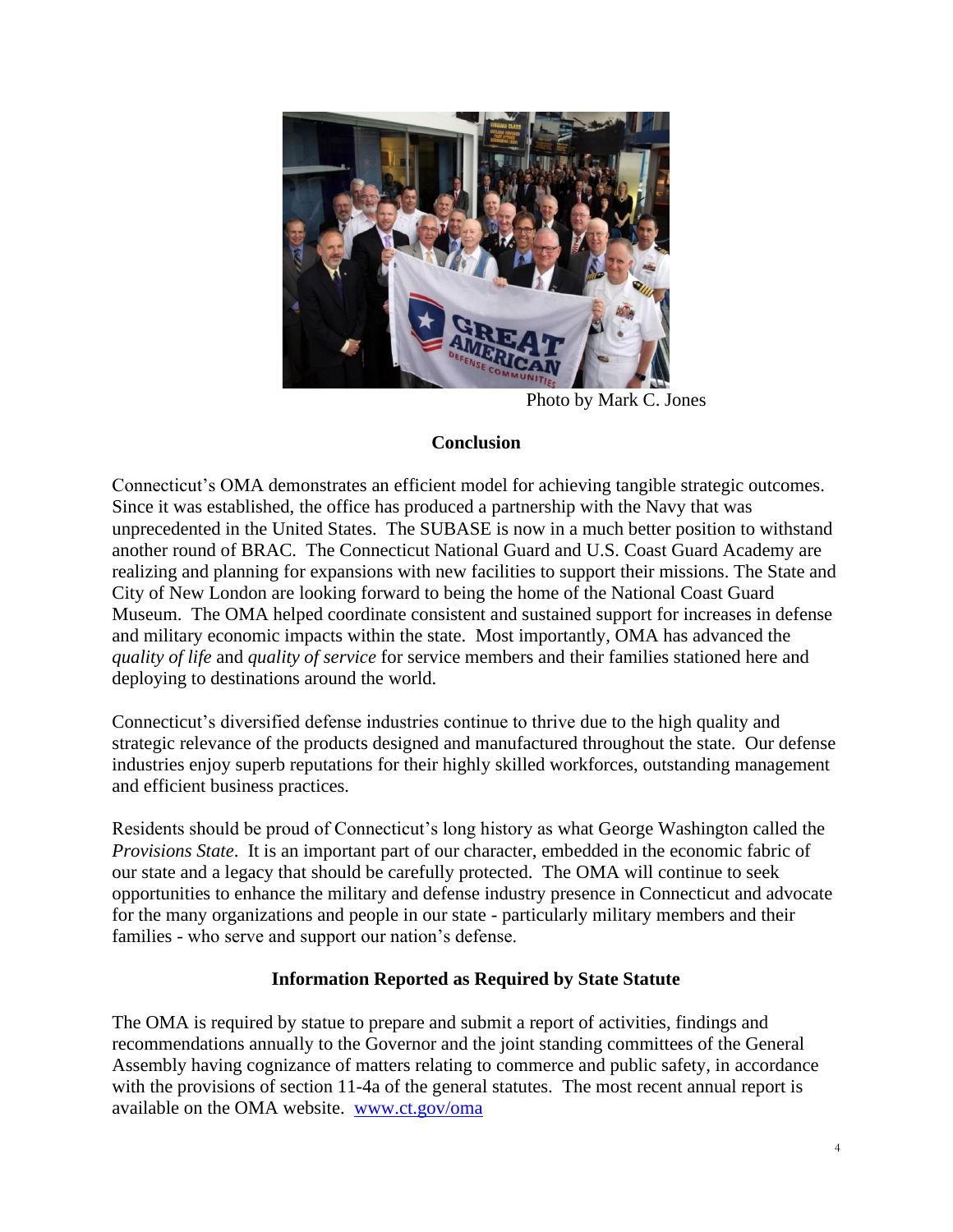Photo by Mark C. Jones

## Conclusion

Connecticut's OMA demonstrates an efficient model for achieving tangible strategic outcomes. Since it was established, the office has produced a partnership with the Navy that was unprecedented in the United States. The SUBASE is now in a much better position to withstand another round of BRAC. The Connecticut National Guard and U.S. Coast Guard Academy are realizing and planning for expansions with new facilities to support their missions. The State and City of New London are looking forward to being the home of the National Coast Guard Museum. The OMA helped coordinate consistent and sustained support for increases in defense and military economic impacts within the state. Most importantly, OMA has advanced the *quality of life* and *quality of service* for service members and their families stationed here and deploying to destinations around the world.

Connecticut's diversified defense industries continue to thrive due to the high quality and strategic relevance of the products designed and manufactured throughout the state. Our defense industries enjoy superb reputations for their highly skilled workforces, outstanding management and efficient business practices.

Residents should be proud of Connecticut's long history as what George Washington called the *Provisions State*. It is an important part of our character, embedded in the economic fabric of our state and a legacy that should be carefully protected. The OMA will continue to seek opportunities to enhance the military and defense industry presence in Connecticut and advocate for the many organizations and people in our state - particularly military members and their families - who serve and support our nation's defense.

## Information Reported as Required by State Statute

The OMA is required by statue to prepare and submit a report of activities, findings and recommendations annually to the Governor and the joint standing committees of the General Assembly having cognizance of matters relating to commerce and public safety, in accordance with the provisions of section 11-4a of the general statutes. The most recent annual report is available on the OMA website. [www.ct.gov/oma](www.ct.gov/oma)